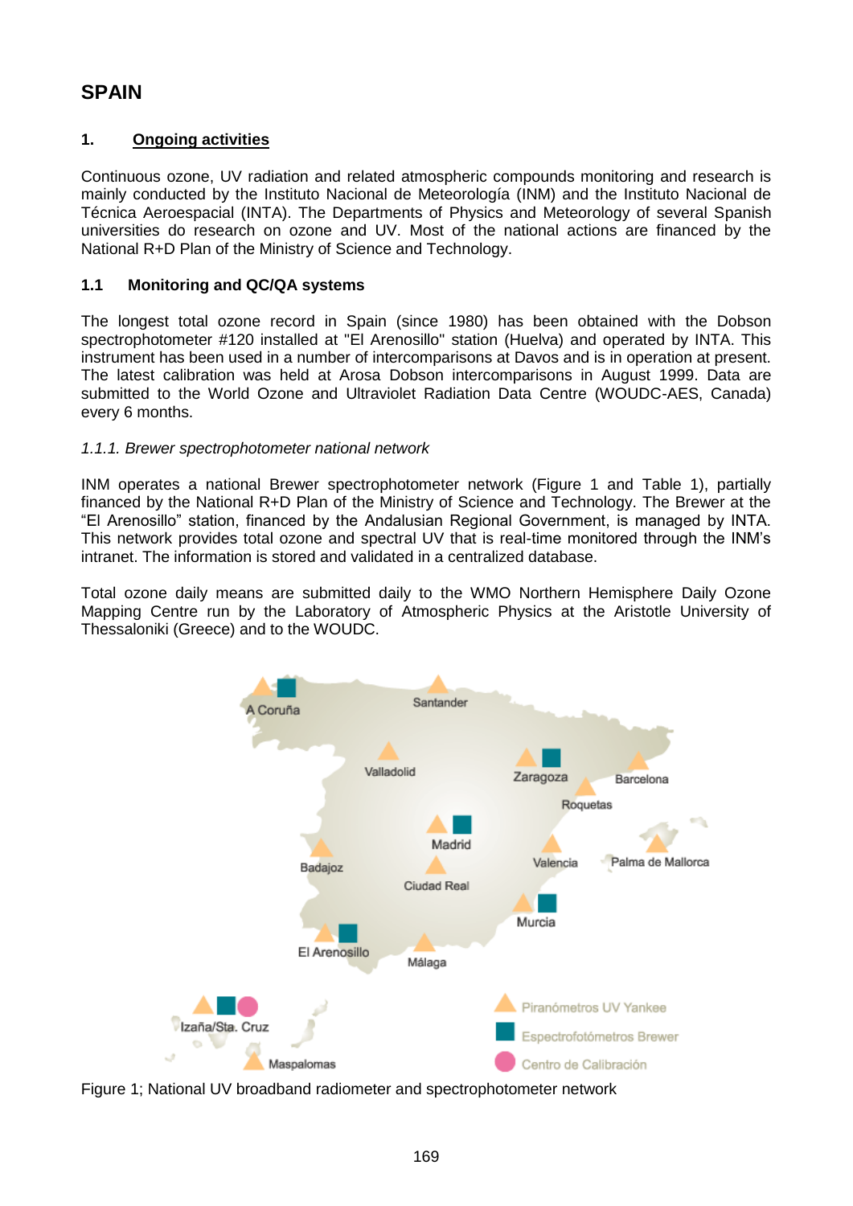# SPAIN

## 1. Ongoing activities

Continuous ozone, UV radiation and related atmospheric compounds monitoring and research is mainly conducted by the Instituto Nacional de Meteorología (INM) and the Instituto Nacional de Técnica Aeroespacial (INTA). The Departments of Physics and Meteorology of several Spanish universities do research on ozone and UV. Most of the national actions are financed by the National R+D Plan of the Ministry of Science and Technology.

### 1.1 Monitoring and QC/QA systems

The longest total ozone record in Spain (since 1980) has been obtained with the Dobson spectrophotometer #120 installed at "El Arenosillo" station (Huelva) and operated by INTA. This instrument has been used in a number of intercomparisons at Davos and is in operation at present. The latest calibration was held at Arosa Dobson intercomparisons in August 1999. Data are submitted to the World Ozone and Ultraviolet Radiation Data Centre (WOUDC-AES, Canada) every 6 months.

#### *1.1.1. Brewer spectrophotometer national network*

INM operates a national Brewer spectrophotometer network (Figure 1 and Table 1), partially financed by the National R+D Plan of the Ministry of Science and Technology. The Brewer at the "El Arenosillo" station, financed by the Andalusian Regional Government, is managed by INTA. This network provides total ozone and spectral UV that is real-time monitored through the INM's intranet. The information is stored and validated in a centralized database.

Total ozone daily means are submitted daily to the WMO Northern Hemisphere Daily Ozone Mapping Centre run by the Laboratory of Atmospheric Physics at the Aristotle University of Thessaloniki (Greece) and to the WOUDC.

Figure 1; National UV broadband radiometer and spectrophotometer network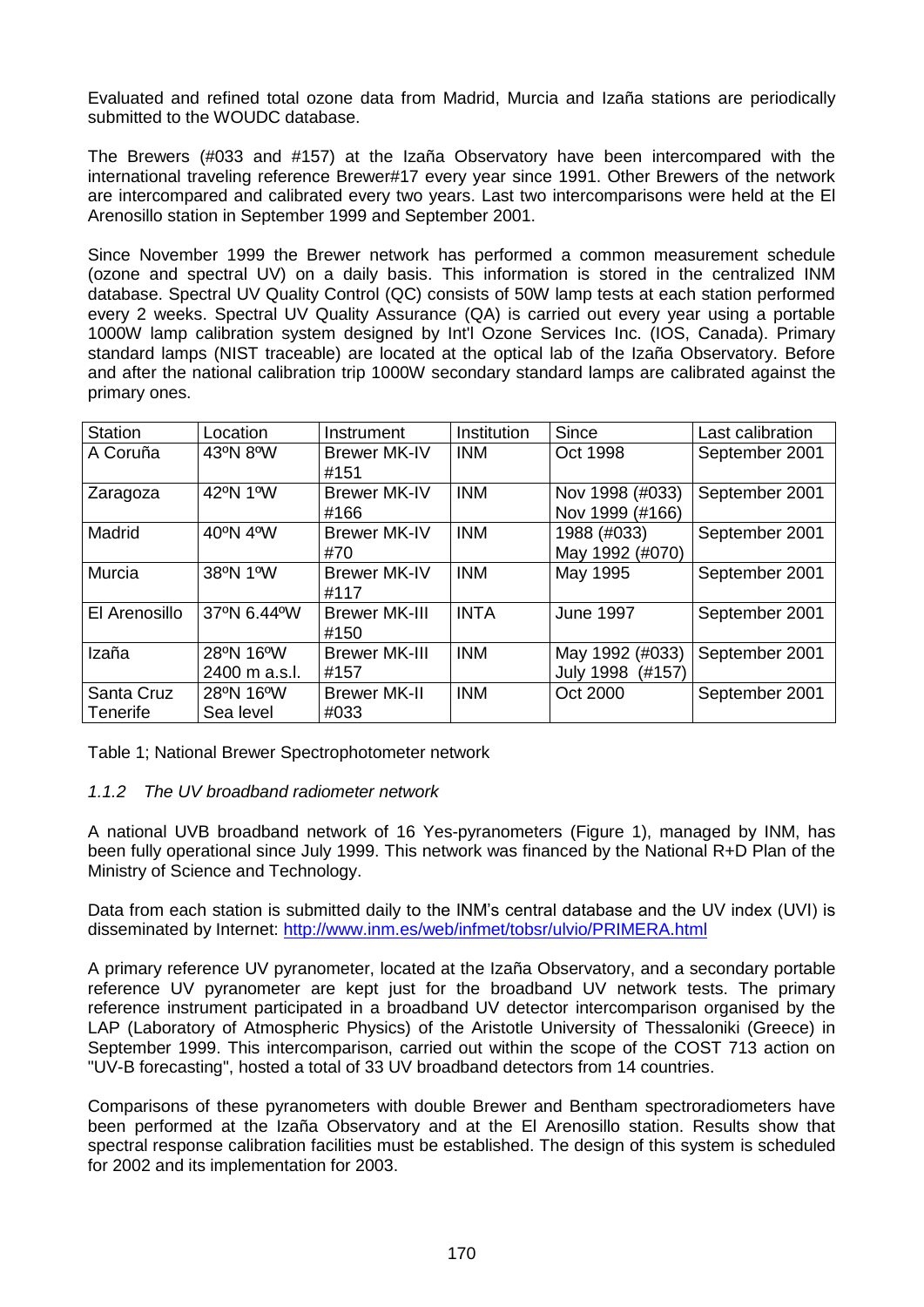Evaluated and refined total ozone data from Madrid, Murcia and Izaña stations are periodically submitted to the WOUDC database.

The Brewers (#033 and #157) at the Izaña Observatory have been intercompared with the international traveling reference Brewer#17 every year since 1991. Other Brewers of the network are intercompared and calibrated every two years. Last two intercomparisons were held at the El Arenosillo station in September 1999 and September 2001.

Since November 1999 the Brewer network has performed a common measurement schedule (ozone and spectral UV) on a daily basis. This information is stored in the centralized INM database. Spectral UV Quality Control (QC) consists of 50W lamp tests at each station performed every 2 weeks. Spectral UV Quality Assurance (QA) is carried out every year using a portable 1000W lamp calibration system designed by Int'l Ozone Services Inc. (IOS, Canada). Primary standard lamps (NIST traceable) are located at the optical lab of the Izaña Observatory. Before and after the national calibration trip 1000W secondary standard lamps are calibrated against the primary ones.

| Station | Location | Instrument | Institution | Since | Last calibration |
|---|---|---|---|---|---|
| A Coruña | 43ºN 8ºW | Brewer MK-IV #151 | INM | Oct 1998 | September 2001 |
| Zaragoza | 42ºN 1ºW | Brewer MK-IV #166 | INM | Nov 1998 (#033) Nov 1999 (#166) | September 2001 |
| Madrid | 40ºN 4ºW | Brewer MK-IV #70 | INM | 1988 (#033) May 1992 (#070) | September 2001 |
| Murcia | 38ºN 1ºW | Brewer MK-IV #117 | INM | May 1995 | September 2001 |
| El Arenosillo | 37ºN 6.44ºW | Brewer MK-III #150 | INTA | June 1997 | September 2001 |
| Izaña | 28ºN 16ºW 2400 m a.s.l. | Brewer MK-III #157 | INM | May 1992 (#033) July 1998 (#157) | September 2001 |
| Santa Cruz Tenerife | 28ºN 16ºW Sea level | Brewer MK-II #033 | INM | Oct 2000 | September 2001 |

Table 1; National Brewer Spectrophotometer network

### *1.1.2 The UV broadband radiometer network*

A national UVB broadband network of 16 Yes-pyranometers (Figure 1), managed by INM, has been fully operational since July 1999. This network was financed by the National R+D Plan of the Ministry of Science and Technology.

Data from each station is submitted daily to the INM's central database and the UV index (UVI) is disseminated by Internet: http://www.inm.es/web/infmet/tobsr/ulvio/PRIMERA.html

A primary reference UV pyranometer, located at the Izaña Observatory, and a secondary portable reference UV pyranometer are kept just for the broadband UV network tests. The primary reference instrument participated in a broadband UV detector intercomparison organised by the LAP (Laboratory of Atmospheric Physics) of the Aristotle University of Thessaloniki (Greece) in September 1999. This intercomparison, carried out within the scope of the COST 713 action on "UV-B forecasting", hosted a total of 33 UV broadband detectors from 14 countries.

Comparisons of these pyranometers with double Brewer and Bentham spectroradiometers have been performed at the Izaña Observatory and at the El Arenosillo station. Results show that spectral response calibration facilities must be established. The design of this system is scheduled for 2002 and its implementation for 2003.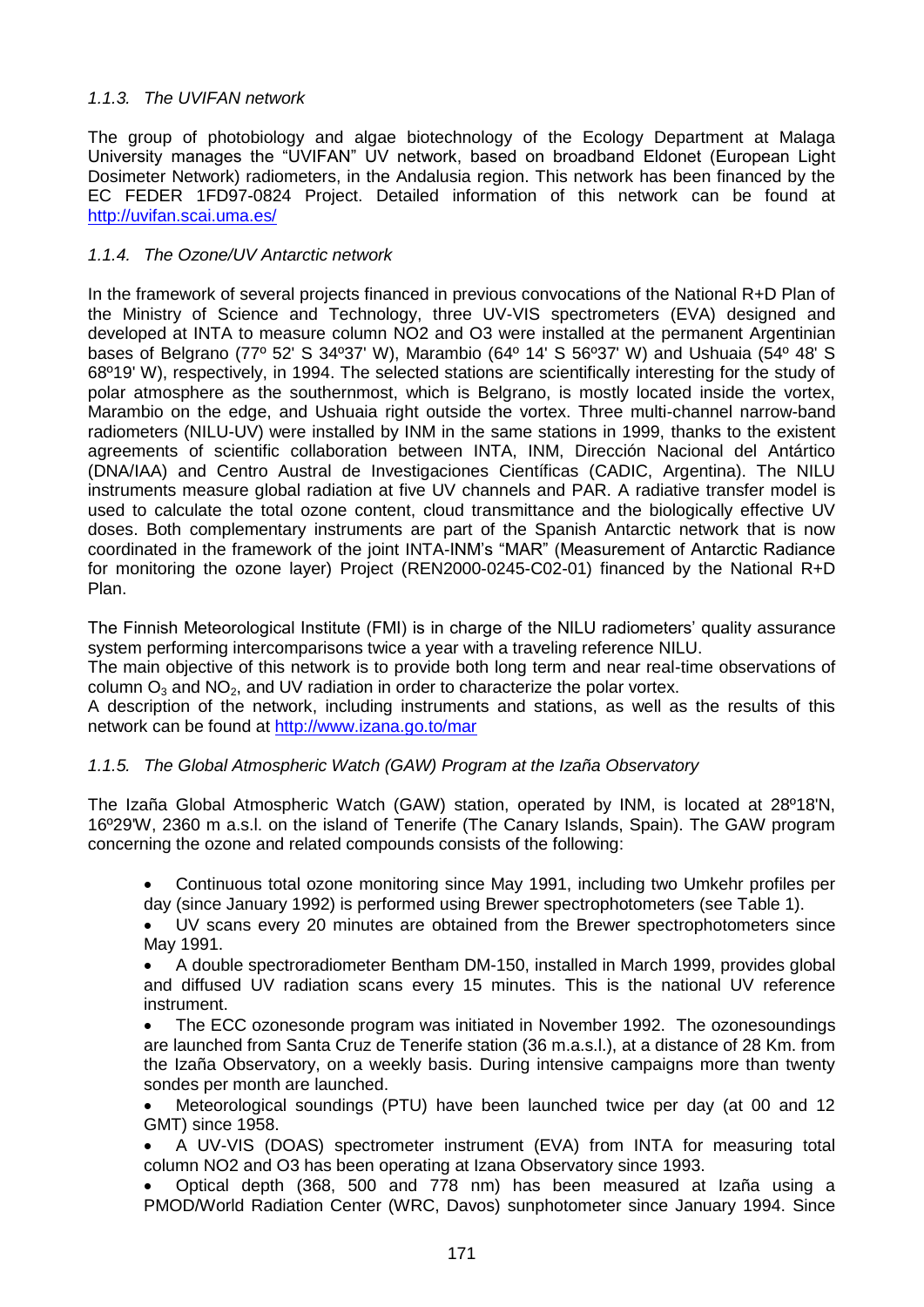### *1.1.3. The UVIFAN network*

The group of photobiology and algae biotechnology of the Ecology Department at Malaga University manages the "UVIFAN" UV network, based on broadband Eldonet (European Light Dosimeter Network) radiometers, in the Andalusia region. This network has been financed by the EC FEDER 1FD97-0824 Project. Detailed information of this network can be found at http://uvifan.scai.uma.es/

### *1.1.4. The Ozone/UV Antarctic network*

In the framework of several projects financed in previous convocations of the National R+D Plan of the Ministry of Science and Technology, three UV-VIS spectrometers (EVA) designed and developed at INTA to measure column NO2 and O3 were installed at the permanent Argentinian bases of Belgrano (77º 52' S 34º37' W), Marambio (64º 14' S 56º37' W) and Ushuaia (54º 48' S 68º19' W), respectively, in 1994. The selected stations are scientifically interesting for the study of polar atmosphere as the southernmost, which is Belgrano, is mostly located inside the vortex, Marambio on the edge, and Ushuaia right outside the vortex. Three multi-channel narrow-band radiometers (NILU-UV) were installed by INM in the same stations in 1999, thanks to the existent agreements of scientific collaboration between INTA, INM, Dirección Nacional del Antártico (DNA/IAA) and Centro Austral de Investigaciones Científicas (CADIC, Argentina). The NILU instruments measure global radiation at five UV channels and PAR. A radiative transfer model is used to calculate the total ozone content, cloud transmittance and the biologically effective UV doses. Both complementary instruments are part of the Spanish Antarctic network that is now coordinated in the framework of the joint INTA-INM's "MAR" (Measurement of Antarctic Radiance for monitoring the ozone layer) Project (REN2000-0245-C02-01) financed by the National R+D Plan.

The Finnish Meteorological Institute (FMI) is in charge of the NILU radiometers' quality assurance system performing intercomparisons twice a year with a traveling reference NILU.
The main objective of this network is to provide both long term and near real-time observations of column $O_3$ and $NO_2$, and UV radiation in order to characterize the polar vortex.
A description of the network, including instruments and stations, as well as the results of this network can be found at http://www.izana.go.to/mar

### *1.1.5. The Global Atmospheric Watch (GAW) Program at the Izaña Observatory*

The Izaña Global Atmospheric Watch (GAW) station, operated by INM, is located at 28º18'N, 16º29'W, 2360 m a.s.l. on the island of Tenerife (The Canary Islands, Spain). The GAW program concerning the ozone and related compounds consists of the following:

- Continuous total ozone monitoring since May 1991, including two Umkehr profiles per day (since January 1992) is performed using Brewer spectrophotometers (see Table 1).
- UV scans every 20 minutes are obtained from the Brewer spectrophotometers since May 1991.
- A double spectroradiometer Bentham DM-150, installed in March 1999, provides global and diffused UV radiation scans every 15 minutes. This is the national UV reference instrument.
- The ECC ozonesonde program was initiated in November 1992. The ozonesoundings are launched from Santa Cruz de Tenerife station (36 m.a.s.l.), at a distance of 28 Km. from the Izaña Observatory, on a weekly basis. During intensive campaigns more than twenty sondes per month are launched.
- Meteorological soundings (PTU) have been launched twice per day (at 00 and 12 GMT) since 1958.
- A UV-VIS (DOAS) spectrometer instrument (EVA) from INTA for measuring total column NO2 and O3 has been operating at Izana Observatory since 1993.
- Optical depth (368, 500 and 778 nm) has been measured at Izaña using a PMOD/World Radiation Center (WRC, Davos) sunphotometer since January 1994. Since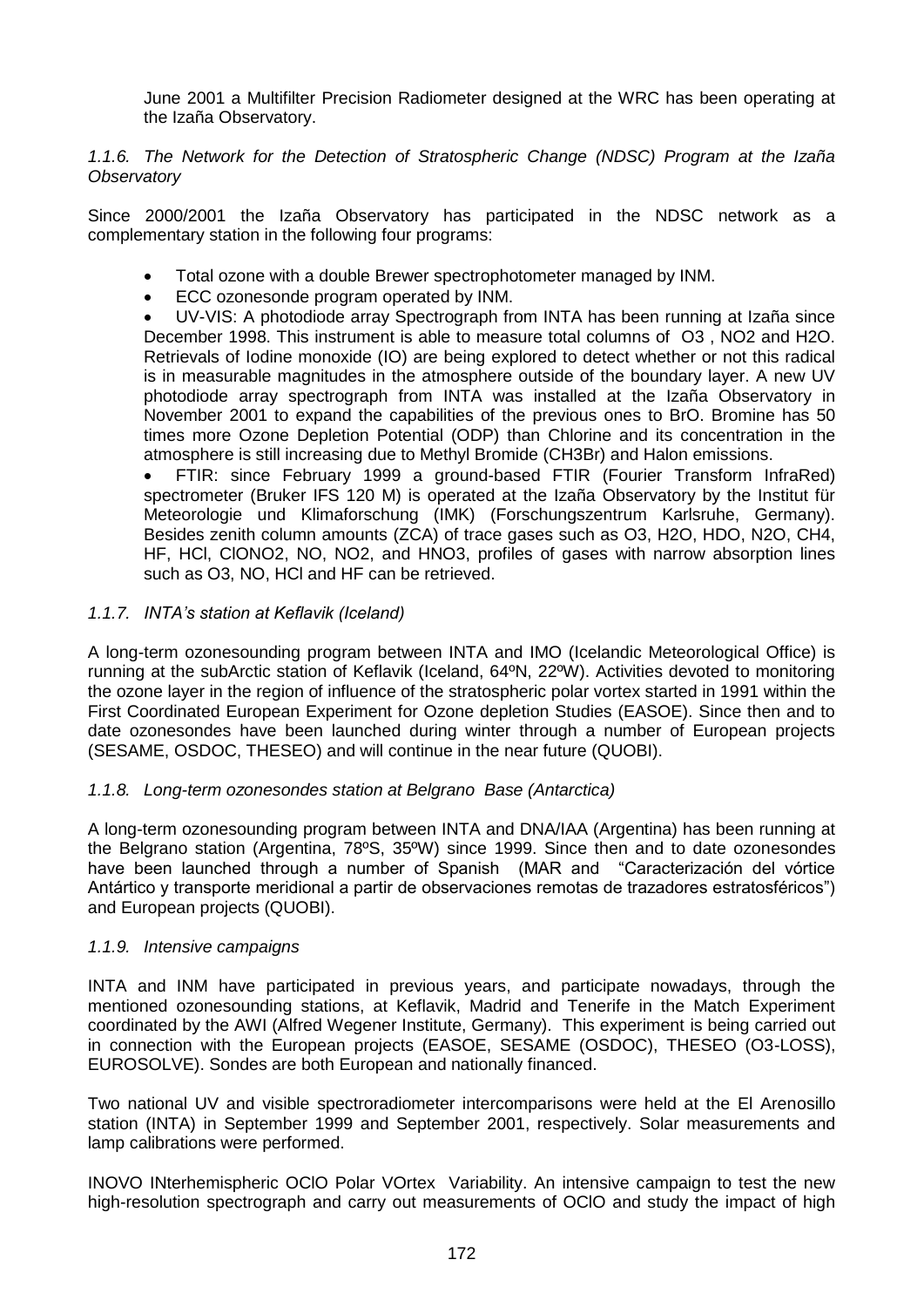June 2001 a Multifilter Precision Radiometer designed at the WRC has been operating at the Izaña Observatory.

### *1.1.6. The Network for the Detection of Stratospheric Change (NDSC) Program at the Izaña Observatory*

Since 2000/2001 the Izaña Observatory has participated in the NDSC network as a complementary station in the following four programs:

- Total ozone with a double Brewer spectrophotometer managed by INM.
- ECC ozonesonde program operated by INM.
- UV-VIS: A photodiode array Spectrograph from INTA has been running at Izaña since December 1998. This instrument is able to measure total columns of $O_3$, $NO_2$ and $H_2O$. Retrievals of Iodine monoxide (IO) are being explored to detect whether or not this radical is in measurable magnitudes in the atmosphere outside of the boundary layer. A new UV photodiode array spectrograph from INTA was installed at the Izaña Observatory in November 2001 to expand the capabilities of the previous ones to BrO. Bromine has 50 times more Ozone Depletion Potential (ODP) than Chlorine and its concentration in the atmosphere is still increasing due to Methyl Bromide ($CH_3Br$) and Halon emissions.
- FTIR: since February 1999 a ground-based FTIR (Fourier Transform InfraRed) spectrometer (Bruker IFS 120 M) is operated at the Izaña Observatory by the Institut für Meteorologie und Klimaforschung (IMK) (Forschungszentrum Karlsruhe, Germany). Besides zenith column amounts (ZCA) of trace gases such as $O_3$, $H_2O$, HDO, $N_2O$, $CH_4$, HF, HCl, $ClONO_2$, NO, $NO_2$, and $HNO_3$, profiles of gases with narrow absorption lines such as $O_3$, NO, HCl and HF can be retrieved.

### *1.1.7. INTA's station at Keflavik (Iceland)*

A long-term ozonesounding program between INTA and IMO (Icelandic Meteorological Office) is running at the subArctic station of Keflavik (Iceland, 64ºN, 22ºW). Activities devoted to monitoring the ozone layer in the region of influence of the stratospheric polar vortex started in 1991 within the First Coordinated European Experiment for Ozone depletion Studies (EASOE). Since then and to date ozonesondes have been launched during winter through a number of European projects (SESAME, OSDOC, THESEO) and will continue in the near future (QUOBI).

### *1.1.8. Long-term ozonesondes station at Belgrano Base (Antarctica)*

A long-term ozonesounding program between INTA and DNA/IAA (Argentina) has been running at the Belgrano station (Argentina, 78ºS, 35ºW) since 1999. Since then and to date ozonesondes have been launched through a number of Spanish (MAR and "Caracterización del vórtice Antártico y transporte meridional a partir de observaciones remotas de trazadores estratosféricos") and European projects (QUOBI).

### *1.1.9. Intensive campaigns*

INTA and INM have participated in previous years, and participate nowadays, through the mentioned ozonesounding stations, at Keflavik, Madrid and Tenerife in the Match Experiment coordinated by the AWI (Alfred Wegener Institute, Germany). This experiment is being carried out in connection with the European projects (EASOE, SESAME (OSDOC), THESEO (O3-LOSS), EUROSOLVE). Sondes are both European and nationally financed.

Two national UV and visible spectroradiometer intercomparisons were held at the El Arenosillo station (INTA) in September 1999 and September 2001, respectively. Solar measurements and lamp calibrations were performed.

INOVO INterhemispheric OClO Polar VOrtex Variability. An intensive campaign to test the new high-resolution spectrograph and carry out measurements of OClO and study the impact of high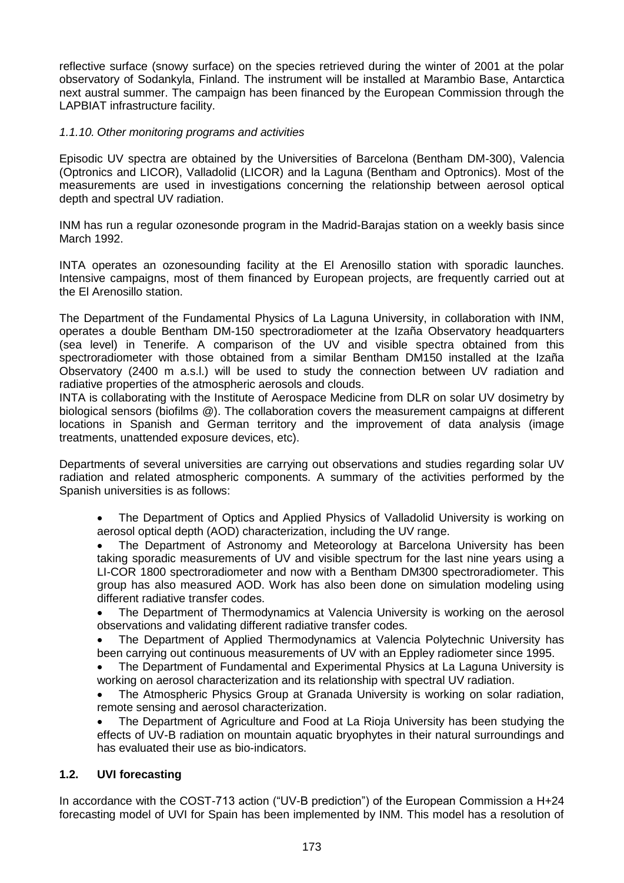reflective surface (snowy surface) on the species retrieved during the winter of 2001 at the polar observatory of Sodankyla, Finland. The instrument will be installed at Marambio Base, Antarctica next austral summer. The campaign has been financed by the European Commission through the LAPBIAT infrastructure facility.

*1.1.10. Other monitoring programs and activities*

Episodic UV spectra are obtained by the Universities of Barcelona (Bentham DM-300), Valencia (Optronics and LICOR), Valladolid (LICOR) and la Laguna (Bentham and Optronics). Most of the measurements are used in investigations concerning the relationship between aerosol optical depth and spectral UV radiation.

INM has run a regular ozonesonde program in the Madrid-Barajas station on a weekly basis since March 1992.

INTA operates an ozonesounding facility at the El Arenosillo station with sporadic launches. Intensive campaigns, most of them financed by European projects, are frequently carried out at the El Arenosillo station.

The Department of the Fundamental Physics of La Laguna University, in collaboration with INM, operates a double Bentham DM-150 spectroradiometer at the Izaña Observatory headquarters (sea level) in Tenerife. A comparison of the UV and visible spectra obtained from this spectroradiometer with those obtained from a similar Bentham DM150 installed at the Izaña Observatory (2400 m a.s.l.) will be used to study the connection between UV radiation and radiative properties of the atmospheric aerosols and clouds.
INTA is collaborating with the Institute of Aerospace Medicine from DLR on solar UV dosimetry by biological sensors (biofilms @). The collaboration covers the measurement campaigns at different locations in Spanish and German territory and the improvement of data analysis (image treatments, unattended exposure devices, etc).

Departments of several universities are carrying out observations and studies regarding solar UV radiation and related atmospheric components. A summary of the activities performed by the Spanish universities is as follows:

- The Department of Optics and Applied Physics of Valladolid University is working on aerosol optical depth (AOD) characterization, including the UV range.
- The Department of Astronomy and Meteorology at Barcelona University has been taking sporadic measurements of UV and visible spectrum for the last nine years using a LI-COR 1800 spectroradiometer and now with a Bentham DM300 spectroradiometer. This group has also measured AOD. Work has also been done on simulation modeling using different radiative transfer codes.
- The Department of Thermodynamics at Valencia University is working on the aerosol observations and validating different radiative transfer codes.
- The Department of Applied Thermodynamics at Valencia Polytechnic University has been carrying out continuous measurements of UV with an Eppley radiometer since 1995.
- The Department of Fundamental and Experimental Physics at La Laguna University is working on aerosol characterization and its relationship with spectral UV radiation.
- The Atmospheric Physics Group at Granada University is working on solar radiation, remote sensing and aerosol characterization.
- The Department of Agriculture and Food at La Rioja University has been studying the effects of UV-B radiation on mountain aquatic bryophytes in their natural surroundings and has evaluated their use as bio-indicators.

## 1.2. UVI forecasting

In accordance with the COST-713 action ("UV-B prediction") of the European Commission a H+24 forecasting model of UVI for Spain has been implemented by INM. This model has a resolution of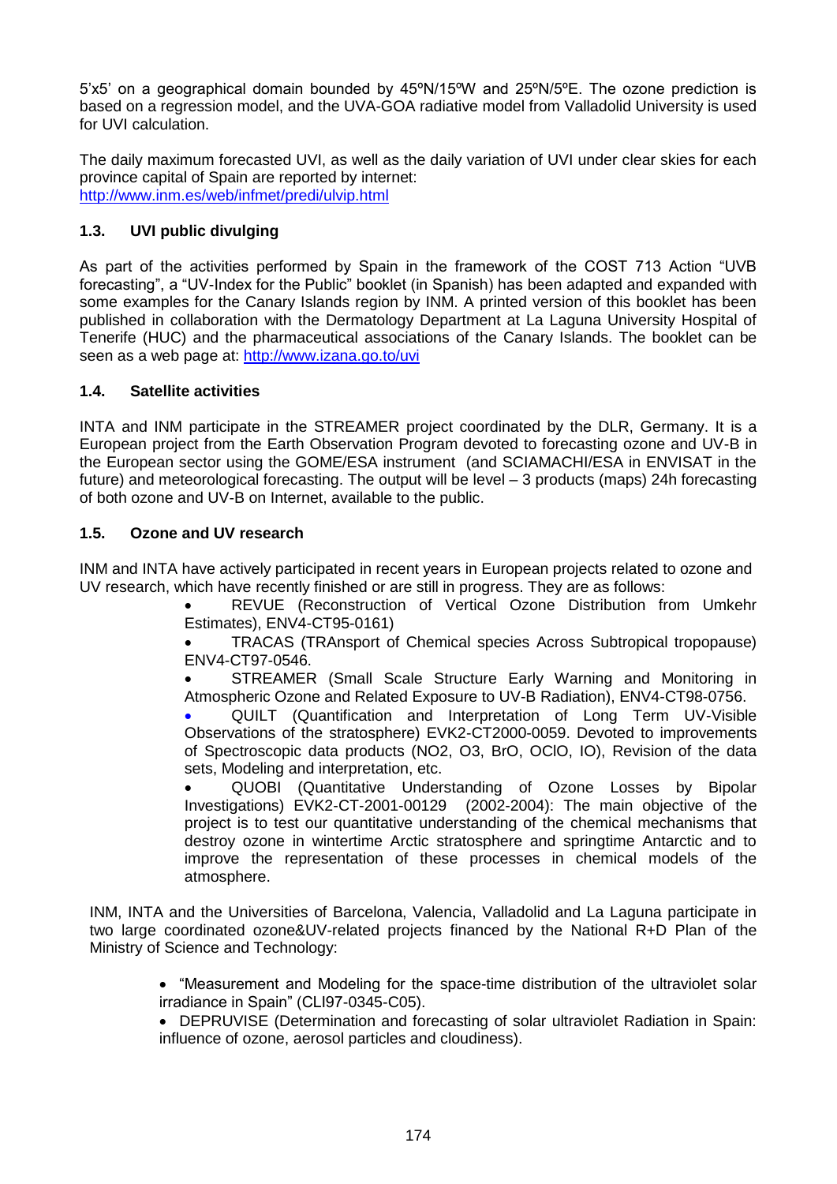5'x5' on a geographical domain bounded by 45ºN/15ºW and 25ºN/5ºE. The ozone prediction is based on a regression model, and the UVA-GOA radiative model from Valladolid University is used for UVI calculation.

The daily maximum forecasted UVI, as well as the daily variation of UVI under clear skies for each province capital of Spain are reported by internet:
http://www.inm.es/web/infmet/predi/ulvip.html

### 1.3. UVI public divulging

As part of the activities performed by Spain in the framework of the COST 713 Action "UVB forecasting", a "UV-Index for the Public" booklet (in Spanish) has been adapted and expanded with some examples for the Canary Islands region by INM. A printed version of this booklet has been published in collaboration with the Dermatology Department at La Laguna University Hospital of Tenerife (HUC) and the pharmaceutical associations of the Canary Islands. The booklet can be seen as a web page at: http://www.izana.go.to/uvi

### 1.4. Satellite activities

INTA and INM participate in the STREAMER project coordinated by the DLR, Germany. It is a European project from the Earth Observation Program devoted to forecasting ozone and UV-B in the European sector using the GOME/ESA instrument (and SCIAMACHI/ESA in ENVISAT in the future) and meteorological forecasting. The output will be level – 3 products (maps) 24h forecasting of both ozone and UV-B on Internet, available to the public.

### 1.5. Ozone and UV research

INM and INTA have actively participated in recent years in European projects related to ozone and UV research, which have recently finished or are still in progress. They are as follows:

- REVUE (Reconstruction of Vertical Ozone Distribution from Umkehr Estimates), ENV4-CT95-0161)
- TRACAS (TRAnsport of Chemical species Across Subtropical tropopause) ENV4-CT97-0546.
- STREAMER (Small Scale Structure Early Warning and Monitoring in Atmospheric Ozone and Related Exposure to UV-B Radiation), ENV4-CT98-0756.
- QUILT (Quantification and Interpretation of Long Term UV-Visible Observations of the stratosphere) EVK2-CT2000-0059. Devoted to improvements of Spectroscopic data products ($NO_2$, $O_3$, BrO, OClO, IO), Revision of the data sets, Modeling and interpretation, etc.
- QUOBI (Quantitative Understanding of Ozone Losses by Bipolar Investigations) EVK2-CT-2001-00129 (2002-2004): The main objective of the project is to test our quantitative understanding of the chemical mechanisms that destroy ozone in wintertime Arctic stratosphere and springtime Antarctic and to improve the representation of these processes in chemical models of the atmosphere.

INM, INTA and the Universities of Barcelona, Valencia, Valladolid and La Laguna participate in two large coordinated ozone&UV-related projects financed by the National R+D Plan of the Ministry of Science and Technology:

- "Measurement and Modeling for the space-time distribution of the ultraviolet solar irradiance in Spain" (CLI97-0345-C05).
- DEPRUVISE (Determination and forecasting of solar ultraviolet Radiation in Spain: influence of ozone, aerosol particles and cloudiness).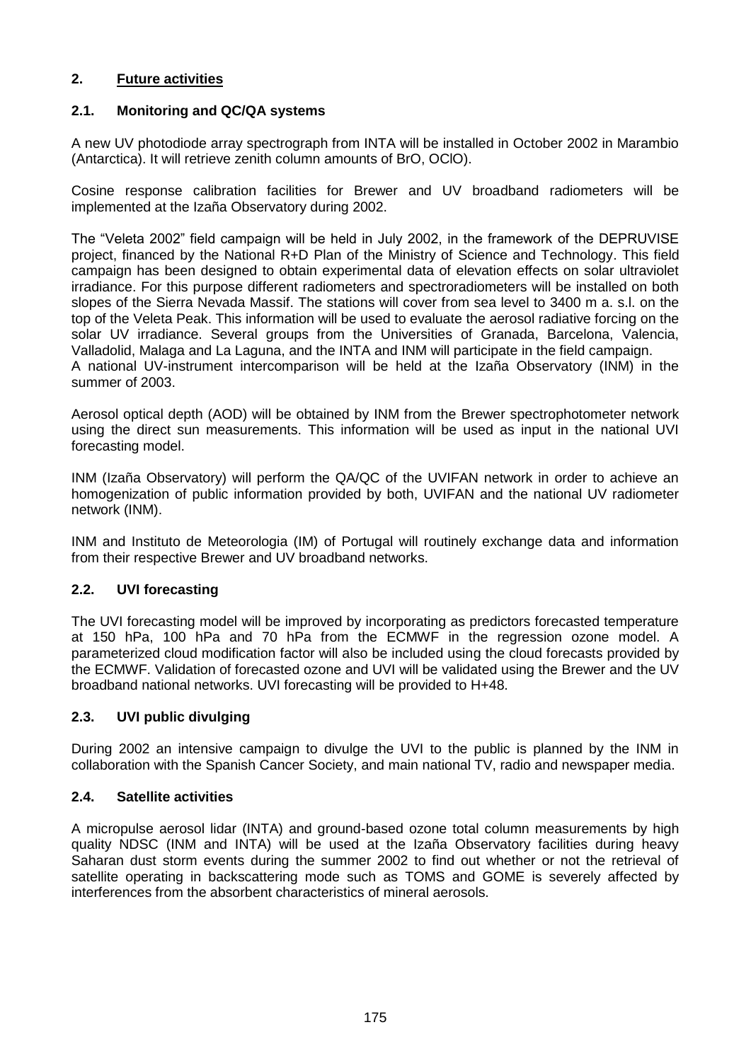## 2. Future activities

### 2.1. Monitoring and QC/QA systems

A new UV photodiode array spectrograph from INTA will be installed in October 2002 in Marambio (Antarctica). It will retrieve zenith column amounts of BrO, OClO).

Cosine response calibration facilities for Brewer and UV broadband radiometers will be implemented at the Izaña Observatory during 2002.

The "Veleta 2002" field campaign will be held in July 2002, in the framework of the DEPRUVISE project, financed by the National R+D Plan of the Ministry of Science and Technology. This field campaign has been designed to obtain experimental data of elevation effects on solar ultraviolet irradiance. For this purpose different radiometers and spectroradiometers will be installed on both slopes of the Sierra Nevada Massif. The stations will cover from sea level to 3400 m a. s.l. on the top of the Veleta Peak. This information will be used to evaluate the aerosol radiative forcing on the solar UV irradiance. Several groups from the Universities of Granada, Barcelona, Valencia, Valladolid, Malaga and La Laguna, and the INTA and INM will participate in the field campaign.
A national UV-instrument intercomparison will be held at the Izaña Observatory (INM) in the summer of 2003.

Aerosol optical depth (AOD) will be obtained by INM from the Brewer spectrophotometer network using the direct sun measurements. This information will be used as input in the national UVI forecasting model.

INM (Izaña Observatory) will perform the QA/QC of the UVIFAN network in order to achieve an homogenization of public information provided by both, UVIFAN and the national UV radiometer network (INM).

INM and Instituto de Meteorologia (IM) of Portugal will routinely exchange data and information from their respective Brewer and UV broadband networks.

### 2.2. UVI forecasting

The UVI forecasting model will be improved by incorporating as predictors forecasted temperature at 150 hPa, 100 hPa and 70 hPa from the ECMWF in the regression ozone model. A parameterized cloud modification factor will also be included using the cloud forecasts provided by the ECMWF. Validation of forecasted ozone and UVI will be validated using the Brewer and the UV broadband national networks. UVI forecasting will be provided to H+48.

### 2.3. UVI public divulging

During 2002 an intensive campaign to divulge the UVI to the public is planned by the INM in collaboration with the Spanish Cancer Society, and main national TV, radio and newspaper media.

### 2.4. Satellite activities

A micropulse aerosol lidar (INTA) and ground-based ozone total column measurements by high quality NDSC (INM and INTA) will be used at the Izaña Observatory facilities during heavy Saharan dust storm events during the summer 2002 to find out whether or not the retrieval of satellite operating in backscattering mode such as TOMS and GOME is severely affected by interferences from the absorbent characteristics of mineral aerosols.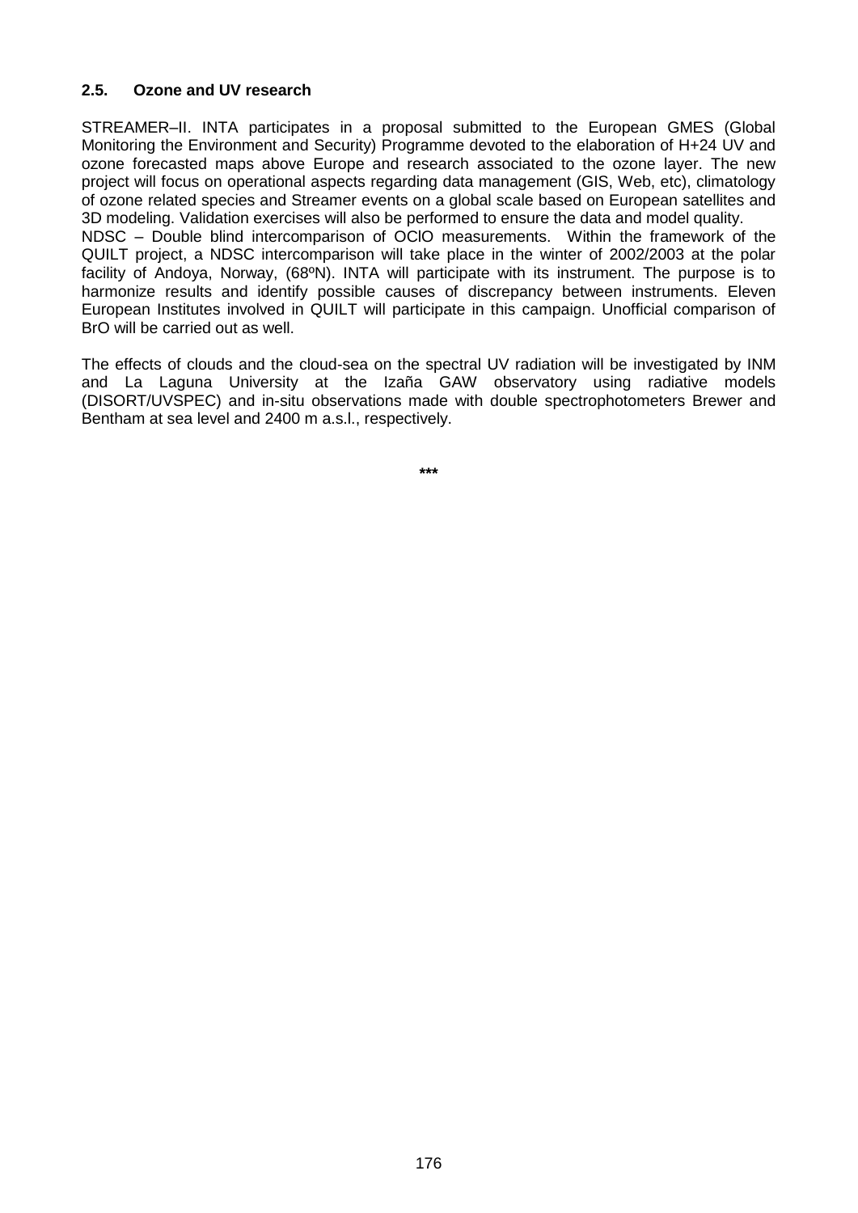### 2.5. Ozone and UV research

STREAMER–II. INTA participates in a proposal submitted to the European GMES (Global Monitoring the Environment and Security) Programme devoted to the elaboration of H+24 UV and ozone forecasted maps above Europe and research associated to the ozone layer. The new project will focus on operational aspects regarding data management (GIS, Web, etc), climatology of ozone related species and Streamer events on a global scale based on European satellites and 3D modeling. Validation exercises will also be performed to ensure the data and model quality.
NDSC – Double blind intercomparison of OClO measurements. Within the framework of the QUILT project, a NDSC intercomparison will take place in the winter of 2002/2003 at the polar facility of Andoya, Norway, (68ºN). INTA will participate with its instrument. The purpose is to harmonize results and identify possible causes of discrepancy between instruments. Eleven European Institutes involved in QUILT will participate in this campaign. Unofficial comparison of BrO will be carried out as well.

The effects of clouds and the cloud-sea on the spectral UV radiation will be investigated by INM and La Laguna University at the Izaña GAW observatory using radiative models (DISORT/UVSPEC) and in-situ observations made with double spectrophotometers Brewer and Bentham at sea level and 2400 m a.s.l., respectively.

***